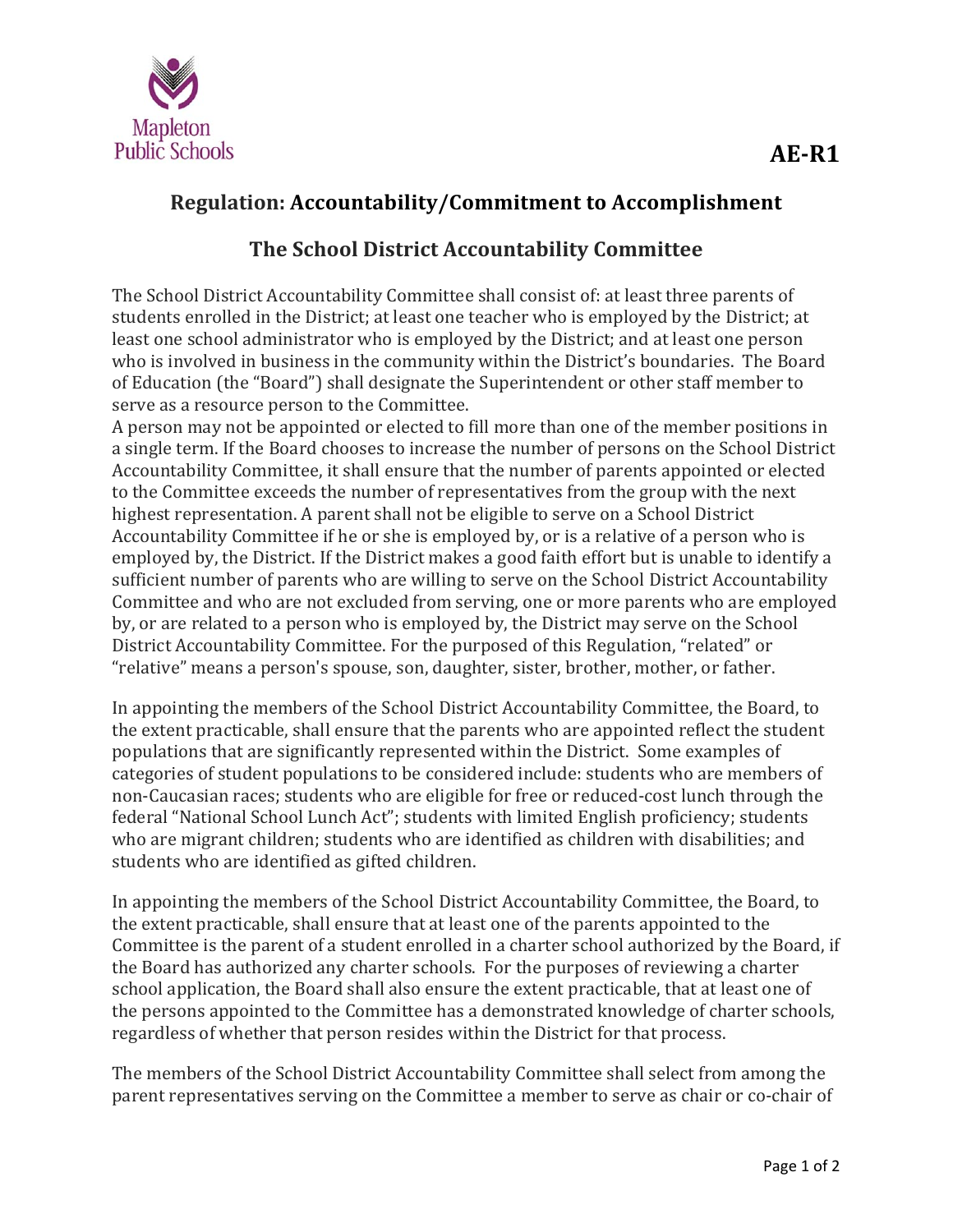Mapleton Public Schools

**AE-R1**

## Regulation: Accountability/Commitment to Accomplishment

## The School District Accountability Committee

The School District Accountability Committee shall consist of: at least three parents of students enrolled in the District; at least one teacher who is employed by the District; at least one school administrator who is employed by the District; and at least one person who is involved in business in the community within the District's boundaries. The Board of Education (the "Board") shall designate the Superintendent or other staff member to serve as a resource person to the Committee.

A person may not be appointed or elected to fill more than one of the member positions in a single term. If the Board chooses to increase the number of persons on the School District Accountability Committee, it shall ensure that the number of parents appointed or elected to the Committee exceeds the number of representatives from the group with the next highest representation. A parent shall not be eligible to serve on a School District Accountability Committee if he or she is employed by, or is a relative of a person who is employed by, the District. If the District makes a good faith effort but is unable to identify a sufficient number of parents who are willing to serve on the School District Accountability Committee and who are not excluded from serving, one or more parents who are employed by, or are related to a person who is employed by, the District may serve on the School District Accountability Committee. For the purposed of this Regulation, "related" or "relative" means a person's spouse, son, daughter, sister, brother, mother, or father.

In appointing the members of the School District Accountability Committee, the Board, to the extent practicable, shall ensure that the parents who are appointed reflect the student populations that are significantly represented within the District. Some examples of categories of student populations to be considered include: students who are members of non-Caucasian races; students who are eligible for free or reduced-cost lunch through the federal "National School Lunch Act"; students with limited English proficiency; students who are migrant children; students who are identified as children with disabilities; and students who are identified as gifted children.

In appointing the members of the School District Accountability Committee, the Board, to the extent practicable, shall ensure that at least one of the parents appointed to the Committee is the parent of a student enrolled in a charter school authorized by the Board, if the Board has authorized any charter schools. For the purposes of reviewing a charter school application, the Board shall also ensure the extent practicable, that at least one of the persons appointed to the Committee has a demonstrated knowledge of charter schools, regardless of whether that person resides within the District for that process.

The members of the School District Accountability Committee shall select from among the parent representatives serving on the Committee a member to serve as chair or co-chair of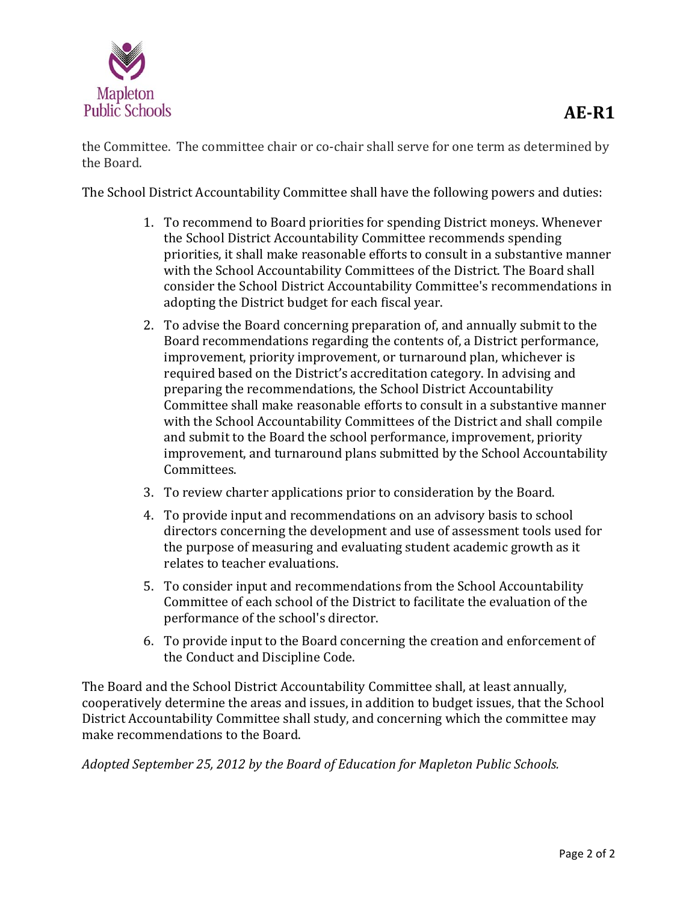the Committee. The committee chair or co-chair shall serve for one term as determined by the Board.

The School District Accountability Committee shall have the following powers and duties:

1. To recommend to Board priorities for spending District moneys. Whenever the School District Accountability Committee recommends spending priorities, it shall make reasonable efforts to consult in a substantive manner with the School Accountability Committees of the District. The Board shall consider the School District Accountability Committee's recommendations in adopting the District budget for each fiscal year.
2. To advise the Board concerning preparation of, and annually submit to the Board recommendations regarding the contents of, a District performance, improvement, priority improvement, or turnaround plan, whichever is required based on the District's accreditation category. In advising and preparing the recommendations, the School District Accountability Committee shall make reasonable efforts to consult in a substantive manner with the School Accountability Committees of the District and shall compile and submit to the Board the school performance, improvement, priority improvement, and turnaround plans submitted by the School Accountability Committees.
3. To review charter applications prior to consideration by the Board.
4. To provide input and recommendations on an advisory basis to school directors concerning the development and use of assessment tools used for the purpose of measuring and evaluating student academic growth as it relates to teacher evaluations.
5. To consider input and recommendations from the School Accountability Committee of each school of the District to facilitate the evaluation of the performance of the school's director.
6. To provide input to the Board concerning the creation and enforcement of the Conduct and Discipline Code.

The Board and the School District Accountability Committee shall, at least annually, cooperatively determine the areas and issues, in addition to budget issues, that the School District Accountability Committee shall study, and concerning which the committee may make recommendations to the Board.

*Adopted September 25, 2012 by the Board of Education for Mapleton Public Schools.*